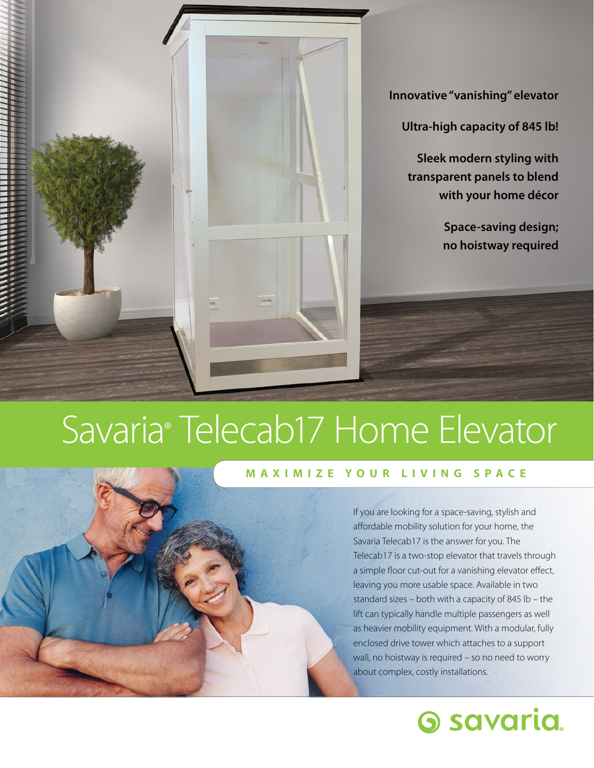**Innovative "vanishing" elevator**

**Ultra-high capacity of 845 lb!**

**Sleek modern styling with transparent panels to blend with your home décor**

**Space-saving design; no hoistway required**

# Savaria® Telecab17 Home Elevator

## MAXIMIZE YOUR LIVING SPACE

If you are looking for a space-saving, stylish and affordable mobility solution for your home, the Savaria Telecab17 is the answer for you. The Telecab17 is a two-stop elevator that travels through a simple floor cut-out for a vanishing elevator effect, leaving you more usable space. Available in two standard sizes – both with a capacity of 845 lb – the lift can typically handle multiple passengers as well as heavier mobility equipment. With a modular, fully enclosed drive tower which attaches to a support wall, no hoistway is required – so no need to worry about complex, costly installations.

savaria.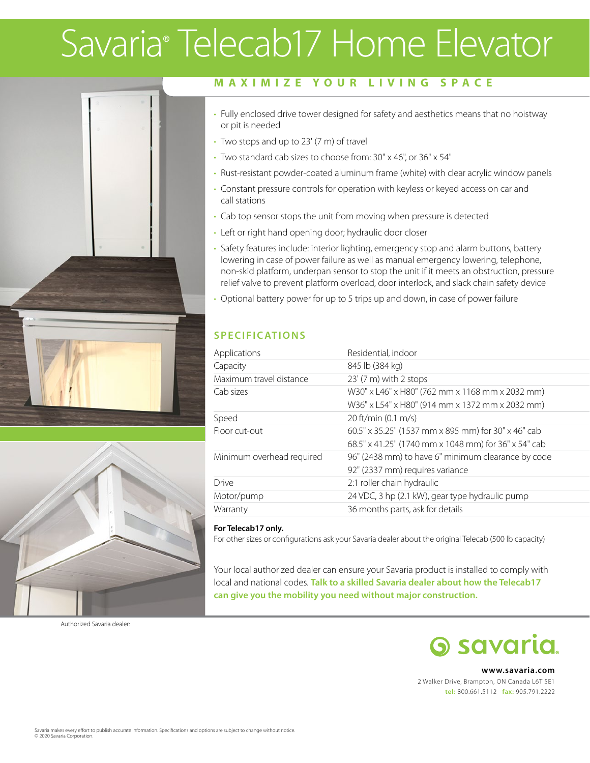# Savaria® Telecab17 Home Elevator

## MAXIMIZE YOUR LIVING SPACE

- Fully enclosed drive tower designed for safety and aesthetics means that no hoistway or pit is needed
- Two stops and up to 23' (7 m) of travel
- Two standard cab sizes to choose from: 30" x 46", or 36" x 54"
- Rust-resistant powder-coated aluminum frame (white) with clear acrylic window panels
- Constant pressure controls for operation with keyless or keyed access on car and call stations
- Cab top sensor stops the unit from moving when pressure is detected
- Left or right hand opening door; hydraulic door closer
- Safety features include: interior lighting, emergency stop and alarm buttons, battery lowering in case of power failure as well as manual emergency lowering, telephone, non-skid platform, underpan sensor to stop the unit if it meets an obstruction, pressure relief valve to prevent platform overload, door interlock, and slack chain safety device
- Optional battery power for up to 5 trips up and down, in case of power failure

## SPECIFICATIONS

| | |
|---|---|
| Applications | Residential, indoor |
| Capacity | 845 lb (384 kg) |
| Maximum travel distance | 23' (7 m) with 2 stops |
| Cab sizes | W30" x L46" x H80" (762 mm x 1168 mm x 2032 mm) |
| | W36" x L54" x H80" (914 mm x 1372 mm x 2032 mm) |
| Speed | 20 ft/min (0.1 m/s) |
| Floor cut-out | 60.5" x 35.25" (1537 mm x 895 mm) for 30" x 46" cab |
| | 68.5" x 41.25" (1740 mm x 1048 mm) for 36" x 54" cab |
| Minimum overhead required | 96" (2438 mm) to have 6" minimum clearance by code |
| | 92" (2337 mm) requires variance |
| Drive | 2:1 roller chain hydraulic |
| Motor/pump | 24 VDC, 3 hp (2.1 kW), gear type hydraulic pump |
| Warranty | 36 months parts, ask for details |

**For Telecab17 only.**
For other sizes or configurations ask your Savaria dealer about the original Telecab (500 lb capacity)

Your local authorized dealer can ensure your Savaria product is installed to comply with local and national codes. **Talk to a skilled Savaria dealer about how the Telecab17 can give you the mobility you need without major construction.**

Authorized Savaria dealer:

savaria

**www.savaria.com**
2 Walker Drive, Brampton, ON Canada L6T 5E1
tel: 800.661.5112 fax: 905.791.2222

Savaria makes every effort to publish accurate information. Specifications and options are subject to change without notice.
© 2020 Savaria Corporation.